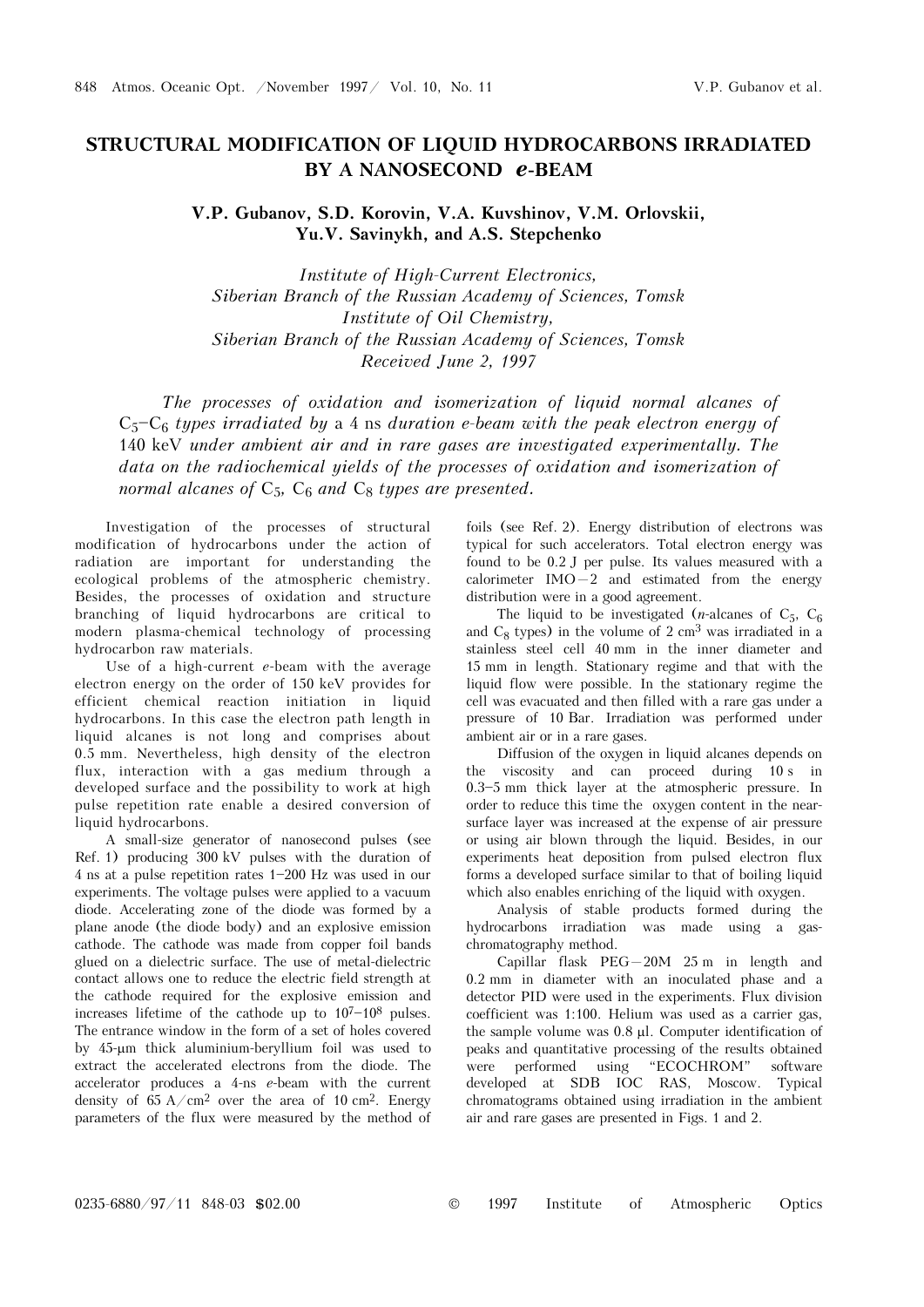# STRUCTURAL MODIFICATION OF LIQUID HYDROCARBONS IRRADIATED BY A NANOSECOND *e*-BEAM

**V.P. Gubanov, S.D. Korovin, V.A. Kuvshinov, V.M. Orlovskii, Yu.V. Savinykh, and A.S. Stepchenko**

*Institute of High-Current Electronics, Siberian Branch of the Russian Academy of Sciences, Tomsk*
*Institute of Oil Chemistry, Siberian Branch of the Russian Academy of Sciences, Tomsk*
*Received June 2, 1997*

*The processes of oxidation and isomerization of liquid normal alkanes of $C_5$–$C_6$ types irradiated by a 4 ns duration e-beam with the peak electron energy of 140 keV under ambient air and in rare gases are investigated experimentally. The data on the radiochemical yields of the processes of oxidation and isomerization of normal alkanes of $C_5$, $C_6$ and $C_8$ types are presented.*

Investigation of the processes of structural modification of hydrocarbons under the action of radiation are important for understanding the ecological problems of the atmospheric chemistry. Besides, the processes of oxidation and structure branching of liquid hydrocarbons are critical to modern plasma-chemical technology of processing hydrocarbon raw materials.

Use of a high-current *e*-beam with the average electron energy on the order of 150 keV provides for efficient chemical reaction initiation in liquid hydrocarbons. In this case the electron path length in liquid alcanes is not long and comprises about 0.5 mm. Nevertheless, high density of the electron flux, interaction with a gas medium through a developed surface and the possibility to work at high pulse repetition rate enable a desired conversion of liquid hydrocarbons.

A small-size generator of nanosecond pulses (see Ref. 1) producing 300 kV pulses with the duration of 4 ns at a pulse repetition rates 1–200 Hz was used in our experiments. The voltage pulses were applied to a vacuum diode. Accelerating zone of the diode was formed by a plane anode (the diode body) and an explosive emission cathode. The cathode was made from copper foil bands glued on a dielectric surface. The use of metal-dielectric contact allows one to reduce the electric field strength at the cathode required for the explosive emission and increases lifetime of the cathode up to $10^7$–$10^8$ pulses. The entrance window in the form of a set of holes covered by 45-μm thick aluminium-beryllium foil was used to extract the accelerated electrons from the diode. The accelerator produces a 4-ns *e*-beam with the current density of 65 A/cm$^2$ over the area of 10 cm$^2$. Energy parameters of the flux were measured by the method of foils (see Ref. 2). Energy distribution of electrons was typical for such accelerators. Total electron energy was found to be 0.2 J per pulse. Its values measured with a calorimeter IMO–2 and estimated from the energy distribution were in a good agreement.

The liquid to be investigated (*n*-alcanes of $C_5$, $C_6$ and $C_8$ types) in the volume of 2 cm$^3$ was irradiated in a stainless steel cell 40 mm in the inner diameter and 15 mm in length. Stationary regime and that with the liquid flow were possible. In the stationary regime the cell was evacuated and then filled with a rare gas under a pressure of 10 Bar. Irradiation was performed under ambient air or in a rare gases.

Diffusion of the oxygen in liquid alcanes depends on the viscosity and can proceed during 10 s in 0.3–5 mm thick layer at the atmospheric pressure. In order to reduce this time the oxygen content in the near-surface layer was increased at the expense of air pressure or using air blown through the liquid. Besides, in our experiments heat deposition from pulsed electron flux forms a developed surface similar to that of boiling liquid which also enables enriching of the liquid with oxygen.

Analysis of stable products formed during the hydrocarbons irradiation was made using a gas-chromatography method.

Capillar flask PEG–20M 25 m in length and 0.2 mm in diameter with an inoculated phase and a detector PID were used in the experiments. Flux division coefficient was 1:100. Helium was used as a carrier gas, the sample volume was 0.8 μl. Computer identification of peaks and quantitative processing of the results obtained were performed using "ECOCHROM" software developed at SDB IOC RAS, Moscow. Typical chromatograms obtained using irradiation in the ambient air and rare gases are presented in Figs. 1 and 2.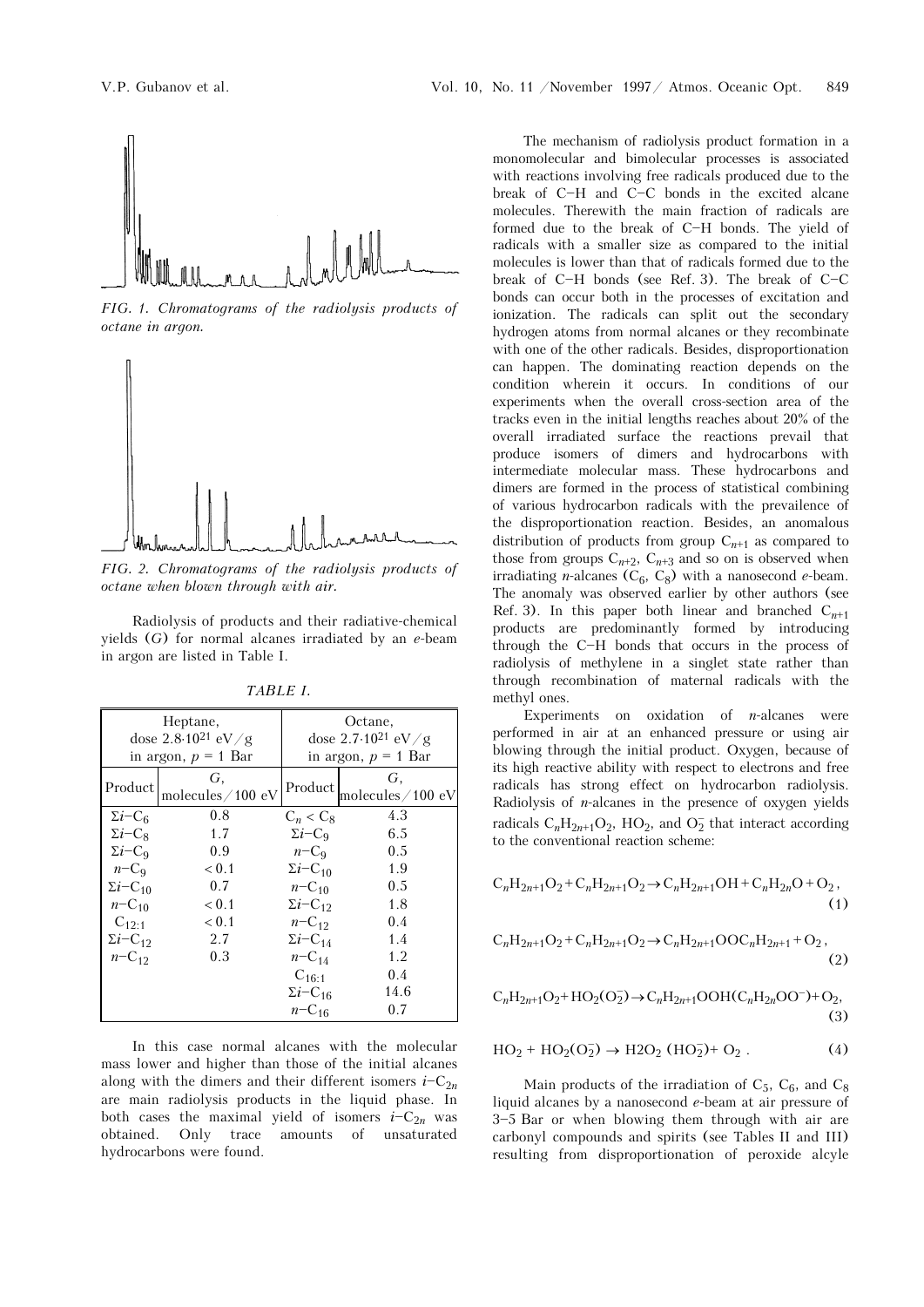FIG. 1. *Chromatograms of the radiolysis products of octane in argon.*

FIG. 2. *Chromatograms of the radiolysis products of octane when blown through with air.*

Radiolysis of products and their radiative-chemical yields ($G$) for normal alcanes irradiated by an *e*-beam in argon are listed in Table I.

TABLE I.

| Heptane, dose $2.8{\cdot}10^{21}$ eV/g in argon, $p$ = 1 Bar | | Octane, dose $2.7{\cdot}10^{21}$ eV/g in argon, $p$ = 1 Bar | |
|---|---|---|---|
| Product | $G$, molecules/100 eV | Product | $G$, molecules/100 eV |
| $\Sigma i{-}C_6$ | 0.8 | $C_n < C_8$ | 4.3 |
| $\Sigma i{-}C_8$ | 1.7 | $\Sigma i{-}C_9$ | 6.5 |
| $\Sigma i{-}C_9$ | 0.9 | $n{-}C_9$ | 0.5 |
| $n{-}C_9$ | < 0.1 | $\Sigma i{-}C_{10}$ | 1.9 |
| $\Sigma i{-}C_{10}$ | 0.7 | $n{-}C_{10}$ | 0.5 |
| $n{-}C_{10}$ | < 0.1 | $\Sigma i{-}C_{12}$ | 1.8 |
| $C_{12:1}$ | < 0.1 | $n{-}C_{12}$ | 0.4 |
| $\Sigma i{-}C_{12}$ | 2.7 | $\Sigma i{-}C_{14}$ | 1.4 |
| $n{-}C_{12}$ | 0.3 | $n{-}C_{14}$ | 1.2 |
| | | $C_{16:1}$ | 0.4 |
| | | $\Sigma i{-}C_{16}$ | 14.6 |
| | | $n{-}C_{16}$ | 0.7 |

In this case normal alcanes with the molecular mass lower and higher than those of the initial alcanes along with the dimers and their different isomers $i{-}C_{2n}$ are main radiolysis products in the liquid phase. In both cases the maximal yield of isomers $i{-}C_{2n}$ was obtained. Only trace amounts of unsaturated hydrocarbons were found.

The mechanism of radiolysis product formation in a monomolecular and bimolecular processes is associated with reactions involving free radicals produced due to the break of C–H and C–C bonds in the excited alcane molecules. Therewith the main fraction of radicals are formed due to the break of C–H bonds. The yield of radicals with a smaller size as compared to the initial molecules is lower than that of radicals formed due to the break of C–H bonds (see Ref. 3). The break of C–C bonds can occur both in the processes of excitation and ionization. The radicals can split out the secondary hydrogen atoms from normal alcanes or they recombinate with one of the other radicals. Besides, disproportionation can happen. The dominating reaction depends on the condition wherein it occurs. In conditions of our experiments when the overall cross-section area of the tracks even in the initial lengths reaches about 20% of the overall irradiated surface the reactions prevail that produce isomers of dimers and hydrocarbons with intermediate molecular mass. These hydrocarbons and dimers are formed in the process of statistical combining of various hydrocarbon radicals with the prevailence of the disproportionation reaction. Besides, an anomalous distribution of products from group $C_{n+1}$ as compared to those from groups $C_{n+2}$, $C_{n+3}$ and so on is observed when irradiating *n*-alcanes ($C_6$, $C_8$) with a nanosecond *e*-beam. The anomaly was observed earlier by other authors (see Ref. 3). In this paper both linear and branched $C_{n+1}$ products are predominantly formed by introducing through the C–H bonds that occurs in the process of radiolysis of methylene in a singlet state rather than through recombination of maternal radicals with the methyl ones.

Experiments on oxidation of *n*-alcanes were performed in air at an enhanced pressure or using air blowing through the initial product. Oxygen, because of its high reactive ability with respect to electrons and free radicals has strong effect on hydrocarbon radiolysis. Radiolysis of *n*-alcanes in the presence of oxygen yields radicals $C_nH_{2n+1}O_2$, $HO_2$, and $O_2^-$ that interact according to the conventional reaction scheme:

$$C_nH_{2n+1}O_2 + C_nH_{2n+1}O_2 \rightarrow C_nH_{2n+1}OH + C_nH_{2n}O + O_2\,, \quad (1)$$

$$C_nH_{2n+1}O_2 + C_nH_{2n+1}O_2 \rightarrow C_nH_{2n+1}OOC_nH_{2n+1} + O_2\,, \quad (2)$$

$$C_nH_{2n+1}O_2 + HO_2(O_2^-) \rightarrow C_nH_{2n+1}OOH(C_nH_{2n}OO^-) + O_2, \quad (3)$$

$$HO_2 + HO_2(O_2^-) \rightarrow H2O_2\ (HO_2^-) + O_2\,. \quad (4)$$

Main products of the irradiation of $C_5$, $C_6$, and $C_8$ liquid alcanes by a nanosecond *e*-beam at air pressure of 3–5 Bar or when blowing them through with air are carbonyl compounds and spirits (see Tables II and III) resulting from disproportionation of peroxide alcyle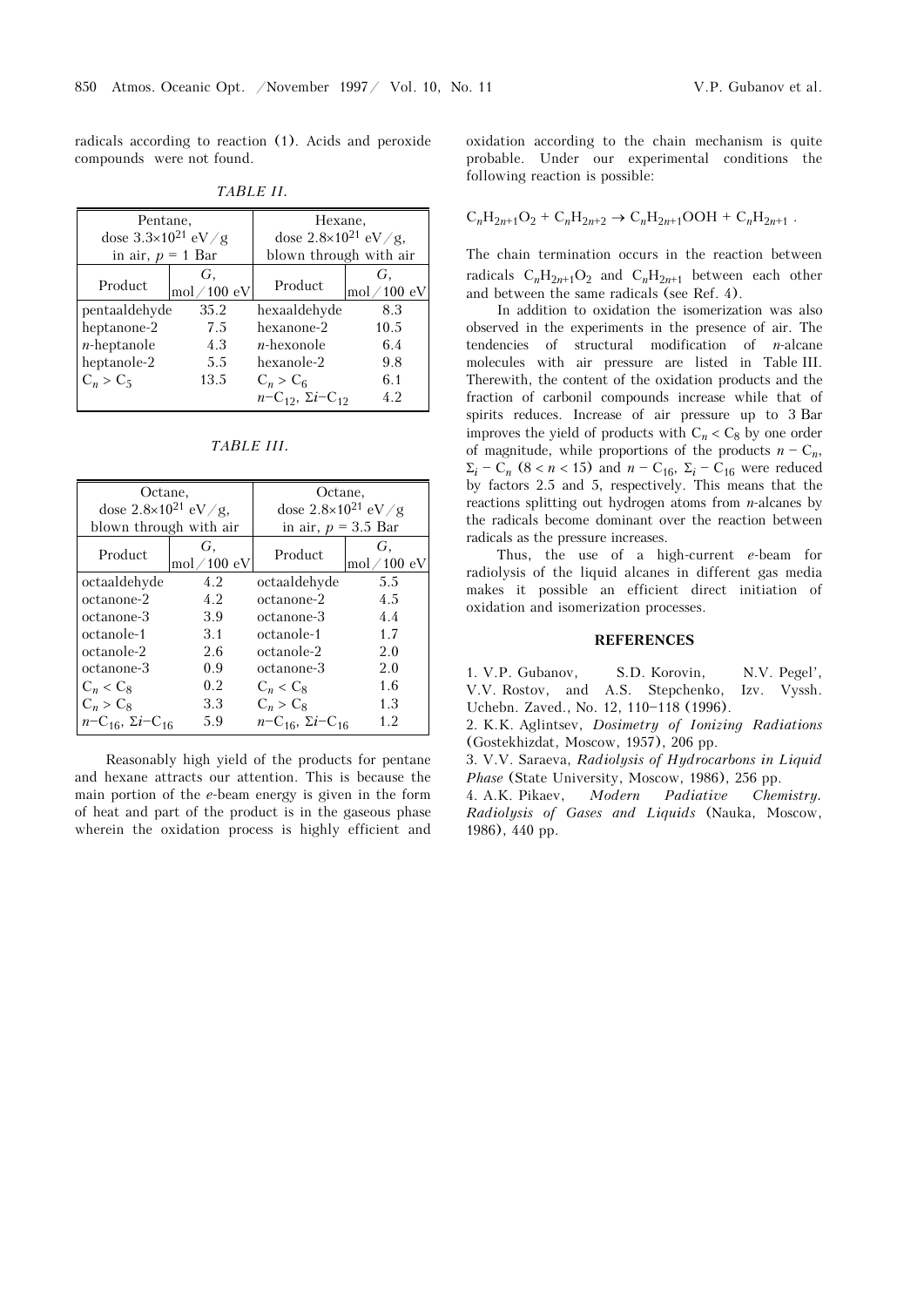radicals according to reaction (1). Acids and peroxide compounds were not found.

*TABLE II.*

| Pentane, dose $3.3\times10^{21}$ eV/g in air, $p$ = 1 Bar | | Hexane, dose $2.8\times10^{21}$ eV/g, blown through with air | |
|---|---|---|---|
| Product | $G$, mol/100 eV | Product | $G$, mol/100 eV |
| pentaaldehyde | 35.2 | hexaaldehyde | 8.3 |
| heptanone-2 | 7.5 | hexanone-2 | 10.5 |
| *n*-heptanole | 4.3 | *n*-hexonole | 6.4 |
| heptanole-2 | 5.5 | hexanole-2 | 9.8 |
| $C_n > C_5$ | 13.5 | $C_n > C_6$ | 6.1 |
| | | $n$–$C_{12}$, $\Sigma i$–$C_{12}$ | 4.2 |

*TABLE III.*

| Octane, dose $2.8\times10^{21}$ eV/g, blown through with air | | Octane, dose $2.8\times10^{21}$ eV/g in air, $p$ = 3.5 Bar | |
|---|---|---|---|
| Product | $G$, mol/100 eV | Product | $G$, mol/100 eV |
| octaaldehyde | 4.2 | octaaldehyde | 5.5 |
| octanone-2 | 4.2 | octanone-2 | 4.5 |
| octanone-3 | 3.9 | octanone-3 | 4.4 |
| octanole-1 | 3.1 | octanole-1 | 1.7 |
| octanole-2 | 2.6 | octanole-2 | 2.0 |
| octanone-3 | 0.9 | octanone-3 | 2.0 |
| $C_n < C_8$ | 0.2 | $C_n < C_8$ | 1.6 |
| $C_n > C_8$ | 3.3 | $C_n > C_8$ | 1.3 |
| $n$–$C_{16}$, $\Sigma i$–$C_{16}$ | 5.9 | $n$–$C_{16}$, $\Sigma i$–$C_{16}$ | 1.2 |

Reasonably high yield of the products for pentane and hexane attracts our attention. This is because the main portion of the *e*-beam energy is given in the form of heat and part of the product is in the gaseous phase wherein the oxidation process is highly efficient and oxidation according to the chain mechanism is quite probable. Under our experimental conditions the following reaction is possible:

$$C_nH_{2n+1}O_2 + C_nH_{2n+2} \rightarrow C_nH_{2n+1}OOH + C_nH_{2n+1} .$$

The chain termination occurs in the reaction between radicals $C_nH_{2n+1}O_2$ and $C_nH_{2n+1}$ between each other and between the same radicals (see Ref. 4).

In addition to oxidation the isomerization was also observed in the experiments in the presence of air. The tendencies of structural modification of *n*-alcane molecules with air pressure are listed in Table III. Therewith, the content of the oxidation products and the fraction of carbonil compounds increase while that of spirits reduces. Increase of air pressure up to 3 Bar improves the yield of products with $C_n < C_8$ by one order of magnitude, while proportions of the products $n - C_n$, $\Sigma_i - C_n$ ($8 < n < 15$) and $n - C_{16}$, $\Sigma_i - C_{16}$ were reduced by factors 2.5 and 5, respectively. This means that the reactions splitting out hydrogen atoms from *n*-alcanes by the radicals become dominant over the reaction between radicals as the pressure increases.

Thus, the use of a high-current *e*-beam for radiolysis of the liquid alcanes in different gas media makes it possible an efficient direct initiation of oxidation and isomerization processes.

## REFERENCES

1. V.P. Gubanov, S.D. Korovin, N.V. Pegel', V.V. Rostov, and A.S. Stepchenko, Izv. Vyssh. Uchebn. Zaved., No. 12, 110–118 (1996).
2. K.K. Aglintsev, *Dosimetry of Ionizing Radiations* (Gostekhizdat, Moscow, 1957), 206 pp.
3. V.V. Saraeva, *Radiolysis of Hydrocarbons in Liquid Phase* (State University, Moscow, 1986), 256 pp.
4. A.K. Pikaev, *Modern Padiative Chemistry. Radiolysis of Gases and Liquids* (Nauka, Moscow, 1986), 440 pp.